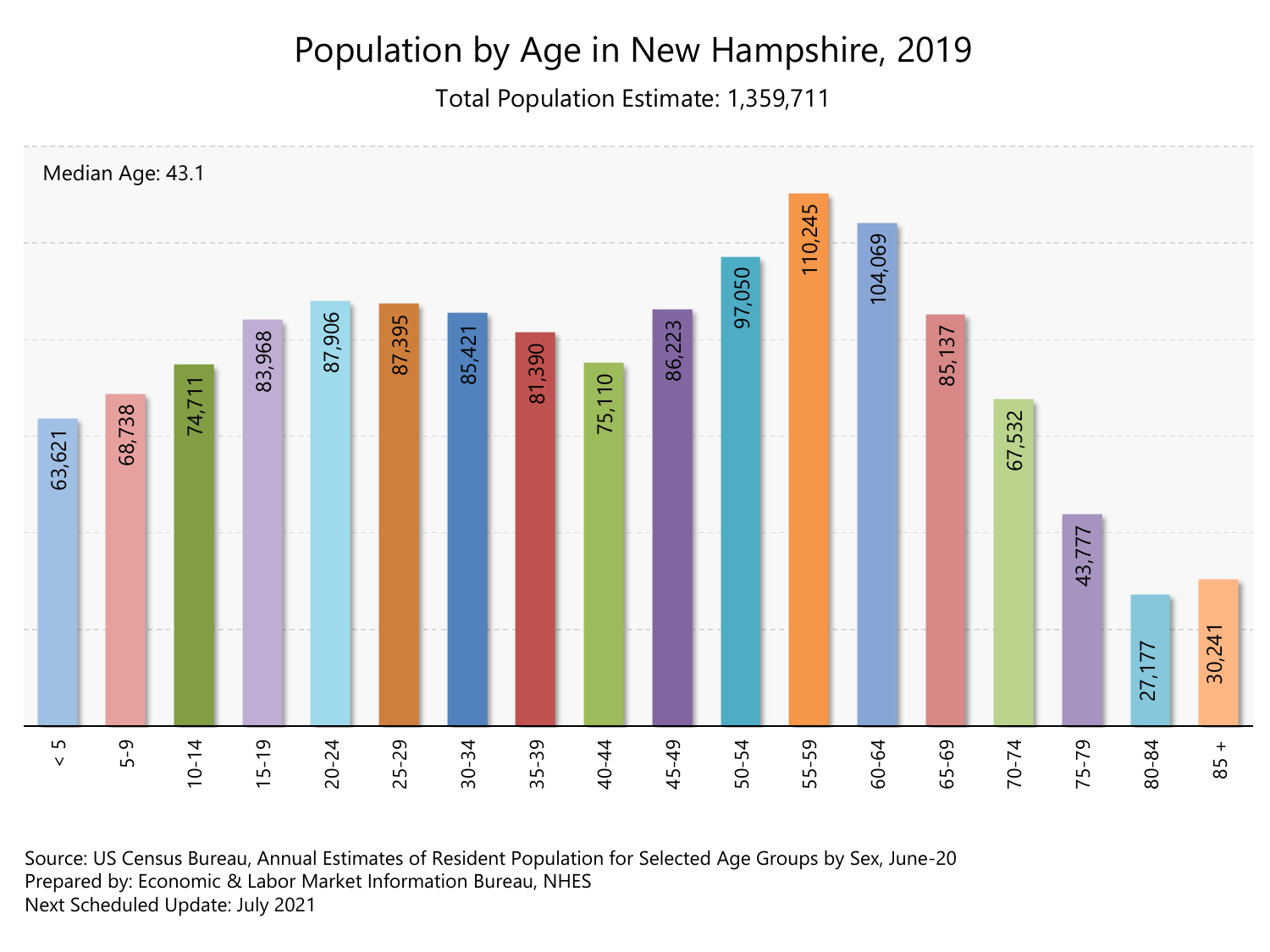# Population by Age in New Hampshire, 2019

Total Population Estimate: 1,359,711

Median Age: 43.1

| Age Group | Population |
| --- | --- |
| < 5 | 63,621 |
| 5-9 | 68,738 |
| 10-14 | 74,711 |
| 15-19 | 83,968 |
| 20-24 | 87,906 |
| 25-29 | 87,395 |
| 30-34 | 85,421 |
| 35-39 | 81,390 |
| 40-44 | 75,110 |
| 45-49 | 86,223 |
| 50-54 | 97,050 |
| 55-59 | 110,245 |
| 60-64 | 104,069 |
| 65-69 | 85,137 |
| 70-74 | 67,532 |
| 75-79 | 43,777 |
| 80-84 | 27,177 |
| 85 + | 30,241 |

Source: US Census Bureau, Annual Estimates of Resident Population for Selected Age Groups by Sex, June-20
Prepared by: Economic & Labor Market Information Bureau, NHES
Next Scheduled Update: July 2021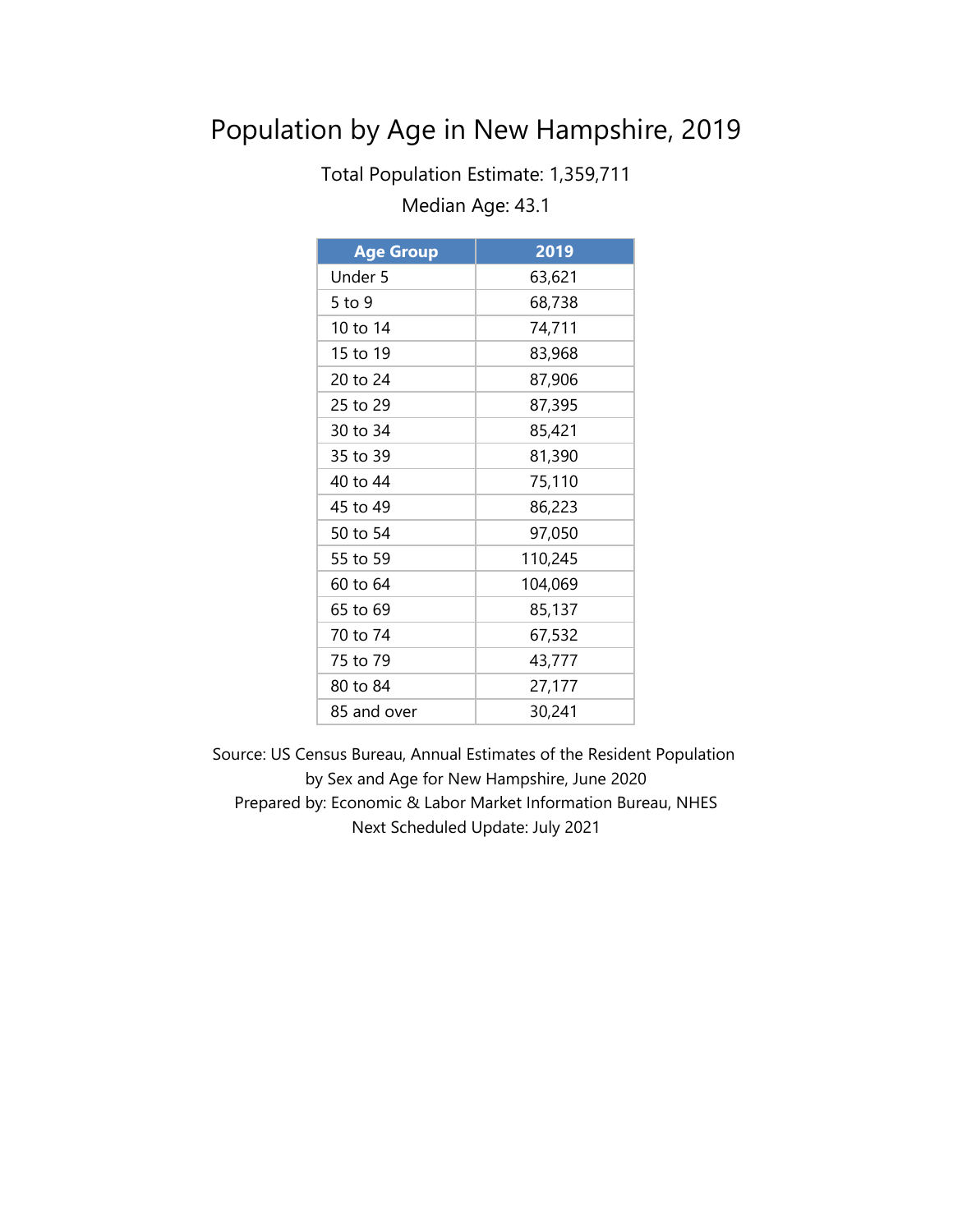# Population by Age in New Hampshire, 2019

Total Population Estimate: 1,359,711

Median Age: 43.1

| Age Group | 2019 |
|---|---|
| Under 5 | 63,621 |
| 5 to 9 | 68,738 |
| 10 to 14 | 74,711 |
| 15 to 19 | 83,968 |
| 20 to 24 | 87,906 |
| 25 to 29 | 87,395 |
| 30 to 34 | 85,421 |
| 35 to 39 | 81,390 |
| 40 to 44 | 75,110 |
| 45 to 49 | 86,223 |
| 50 to 54 | 97,050 |
| 55 to 59 | 110,245 |
| 60 to 64 | 104,069 |
| 65 to 69 | 85,137 |
| 70 to 74 | 67,532 |
| 75 to 79 | 43,777 |
| 80 to 84 | 27,177 |
| 85 and over | 30,241 |

Source: US Census Bureau, Annual Estimates of the Resident Population by Sex and Age for New Hampshire, June 2020

Prepared by: Economic & Labor Market Information Bureau, NHES

Next Scheduled Update: July 2021